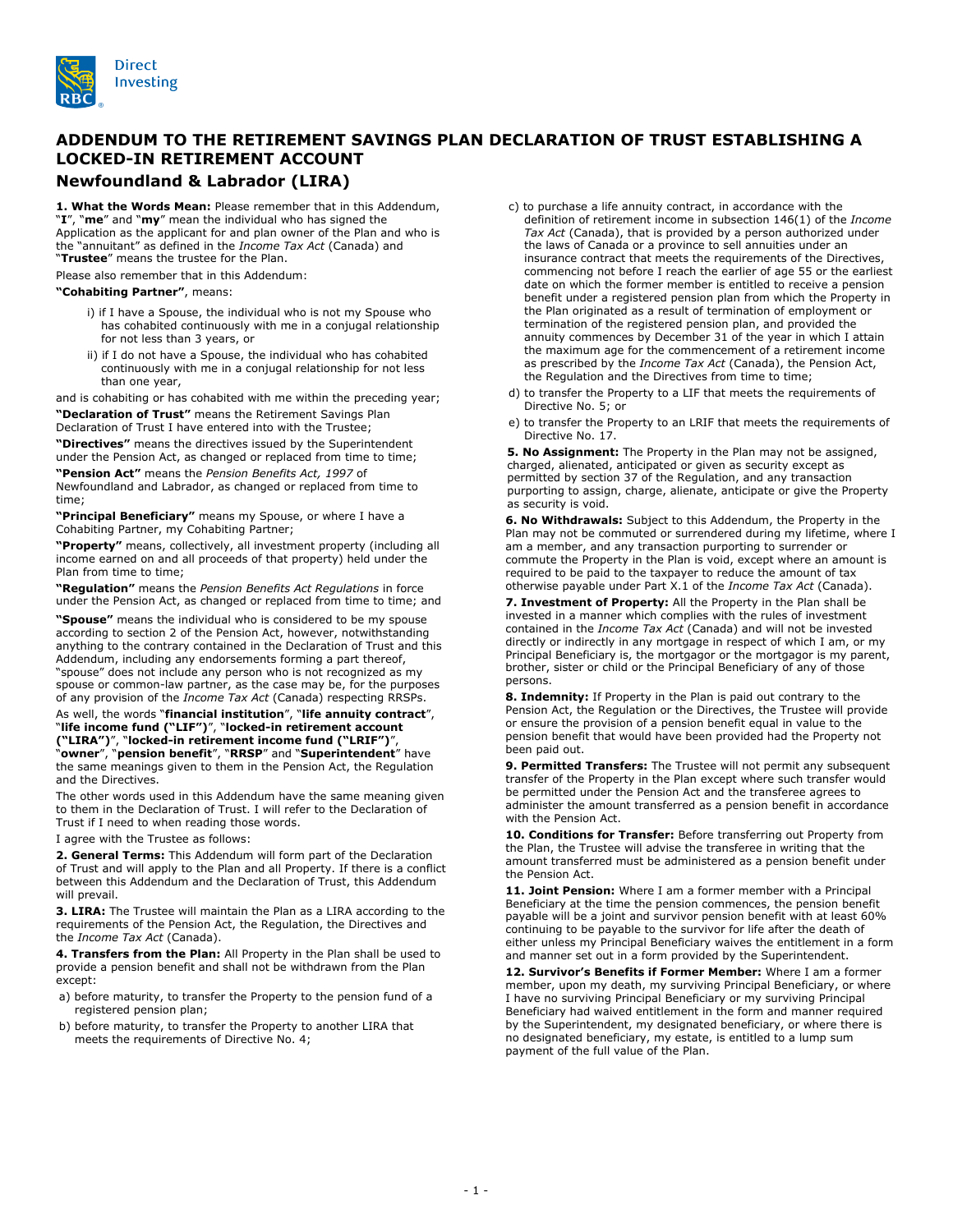# ADDENDUM TO THE RETIREMENT SAVINGS PLAN DECLARATION OF TRUST ESTABLISHING A LOCKED-IN RETIREMENT ACCOUNT

## Newfoundland & Labrador (LIRA)

**1. What the Words Mean:** Please remember that in this Addendum, "**I**", "**me**" and "**my**" mean the individual who has signed the Application as the applicant for and plan owner of the Plan and who is the "annuitant" as defined in the *Income Tax Act* (Canada) and "**Trustee**" means the trustee for the Plan.

Please also remember that in this Addendum:

**"Cohabiting Partner"**, means:

i) if I have a Spouse, the individual who is not my Spouse who has cohabited continuously with me in a conjugal relationship for not less than 3 years, or

ii) if I do not have a Spouse, the individual who has cohabited continuously with me in a conjugal relationship for not less than one year,

and is cohabiting or has cohabited with me within the preceding year;

**"Declaration of Trust"** means the Retirement Savings Plan Declaration of Trust I have entered into with the Trustee;

**"Directives"** means the directives issued by the Superintendent under the Pension Act, as changed or replaced from time to time;

**"Pension Act"** means the *Pension Benefits Act, 1997* of Newfoundland and Labrador, as changed or replaced from time to time;

**"Principal Beneficiary"** means my Spouse, or where I have a Cohabiting Partner, my Cohabiting Partner;

**"Property"** means, collectively, all investment property (including all income earned on and all proceeds of that property) held under the Plan from time to time;

**"Regulation"** means the *Pension Benefits Act Regulations* in force under the Pension Act, as changed or replaced from time to time; and

**"Spouse"** means the individual who is considered to be my spouse according to section 2 of the Pension Act, however, notwithstanding anything to the contrary contained in the Declaration of Trust and this Addendum, including any endorsements forming a part thereof, "spouse" does not include any person who is not recognized as my spouse or common-law partner, as the case may be, for the purposes of any provision of the *Income Tax Act* (Canada) respecting RRSPs.

As well, the words "**financial institution**", "**life annuity contract**", "**life income fund ("LIF")**", "**locked-in retirement account ("LIRA")**", "**locked-in retirement income fund ("LRIF")**", "**owner**", "**pension benefit**", "**RRSP**" and "**Superintendent**" have the same meanings given to them in the Pension Act, the Regulation and the Directives.

The other words used in this Addendum have the same meaning given to them in the Declaration of Trust. I will refer to the Declaration of Trust if I need to when reading those words.

I agree with the Trustee as follows:

**2. General Terms:** This Addendum will form part of the Declaration of Trust and will apply to the Plan and all Property. If there is a conflict between this Addendum and the Declaration of Trust, this Addendum will prevail.

**3. LIRA:** The Trustee will maintain the Plan as a LIRA according to the requirements of the Pension Act, the Regulation, the Directives and the *Income Tax Act* (Canada).

**4. Transfers from the Plan:** All Property in the Plan shall be used to provide a pension benefit and shall not be withdrawn from the Plan except:

a) before maturity, to transfer the Property to the pension fund of a registered pension plan;

b) before maturity, to transfer the Property to another LIRA that meets the requirements of Directive No. 4;

c) to purchase a life annuity contract, in accordance with the definition of retirement income in subsection 146(1) of the *Income Tax Act* (Canada), that is provided by a person authorized under the laws of Canada or a province to sell annuities under an insurance contract that meets the requirements of the Directives, commencing not before I reach the earlier of age 55 or the earliest date on which the former member is entitled to receive a pension benefit under a registered pension plan from which the Property in the Plan originated as a result of termination of employment or termination of the registered pension plan, and provided the annuity commences by December 31 of the year in which I attain the maximum age for the commencement of a retirement income as prescribed by the *Income Tax Act* (Canada), the Pension Act, the Regulation and the Directives from time to time;

d) to transfer the Property to a LIF that meets the requirements of Directive No. 5; or

e) to transfer the Property to an LRIF that meets the requirements of Directive No. 17.

**5. No Assignment:** The Property in the Plan may not be assigned, charged, alienated, anticipated or given as security except as permitted by section 37 of the Regulation, and any transaction purporting to assign, charge, alienate, anticipate or give the Property as security is void.

**6. No Withdrawals:** Subject to this Addendum, the Property in the Plan may not be commuted or surrendered during my lifetime, where I am a member, and any transaction purporting to surrender or commute the Property in the Plan is void, except where an amount is required to be paid to the taxpayer to reduce the amount of tax otherwise payable under Part X.1 of the *Income Tax Act* (Canada).

**7. Investment of Property:** All the Property in the Plan shall be invested in a manner which complies with the rules of investment contained in the *Income Tax Act* (Canada) and will not be invested directly or indirectly in any mortgage in respect of which I am, or my Principal Beneficiary is, the mortgagor or the mortgagor is my parent, brother, sister or child or the Principal Beneficiary of any of those persons.

**8. Indemnity:** If Property in the Plan is paid out contrary to the Pension Act, the Regulation or the Directives, the Trustee will provide or ensure the provision of a pension benefit equal in value to the pension benefit that would have been provided had the Property not been paid out.

**9. Permitted Transfers:** The Trustee will not permit any subsequent transfer of the Property in the Plan except where such transfer would be permitted under the Pension Act and the transferee agrees to administer the amount transferred as a pension benefit in accordance with the Pension Act.

**10. Conditions for Transfer:** Before transferring out Property from the Plan, the Trustee will advise the transferee in writing that the amount transferred must be administered as a pension benefit under the Pension Act.

**11. Joint Pension:** Where I am a former member with a Principal Beneficiary at the time the pension commences, the pension benefit payable will be a joint and survivor pension benefit with at least 60% continuing to be payable to the survivor for life after the death of either unless my Principal Beneficiary waives the entitlement in a form and manner set out in a form provided by the Superintendent.

**12. Survivor's Benefits if Former Member:** Where I am a former member, upon my death, my surviving Principal Beneficiary, or where I have no surviving Principal Beneficiary or my surviving Principal Beneficiary had waived entitlement in the form and manner required by the Superintendent, my designated beneficiary, or where there is no designated beneficiary, my estate, is entitled to a lump sum payment of the full value of the Plan.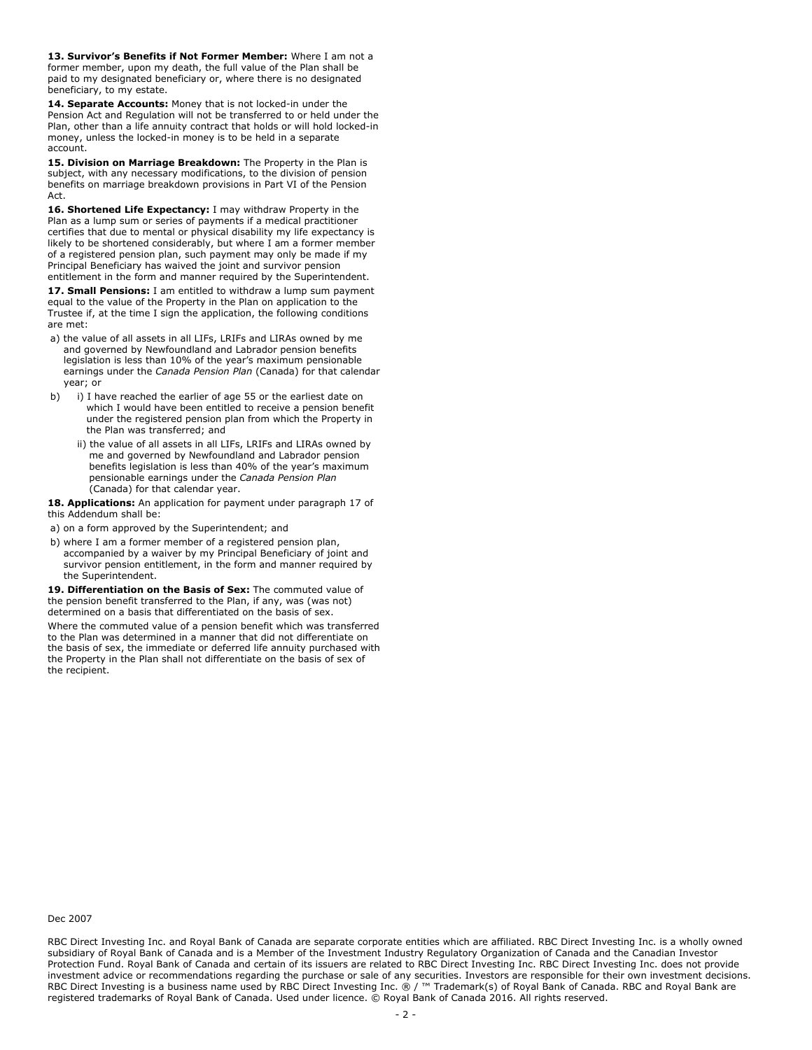**13. Survivor's Benefits if Not Former Member:** Where I am not a former member, upon my death, the full value of the Plan shall be paid to my designated beneficiary or, where there is no designated beneficiary, to my estate.

**14. Separate Accounts:** Money that is not locked-in under the Pension Act and Regulation will not be transferred to or held under the Plan, other than a life annuity contract that holds or will hold locked-in money, unless the locked-in money is to be held in a separate account.

**15. Division on Marriage Breakdown:** The Property in the Plan is subject, with any necessary modifications, to the division of pension benefits on marriage breakdown provisions in Part VI of the Pension Act.

**16. Shortened Life Expectancy:** I may withdraw Property in the Plan as a lump sum or series of payments if a medical practitioner certifies that due to mental or physical disability my life expectancy is likely to be shortened considerably, but where I am a former member of a registered pension plan, such payment may only be made if my Principal Beneficiary has waived the joint and survivor pension entitlement in the form and manner required by the Superintendent.

**17. Small Pensions:** I am entitled to withdraw a lump sum payment equal to the value of the Property in the Plan on application to the Trustee if, at the time I sign the application, the following conditions are met:

a) the value of all assets in all LIFs, LRIFs and LIRAs owned by me and governed by Newfoundland and Labrador pension benefits legislation is less than 10% of the year's maximum pensionable earnings under the *Canada Pension Plan* (Canada) for that calendar year; or

b) i) I have reached the earlier of age 55 or the earliest date on which I would have been entitled to receive a pension benefit under the registered pension plan from which the Property in the Plan was transferred; and

ii) the value of all assets in all LIFs, LRIFs and LIRAs owned by me and governed by Newfoundland and Labrador pension benefits legislation is less than 40% of the year's maximum pensionable earnings under the *Canada Pension Plan* (Canada) for that calendar year.

**18. Applications:** An application for payment under paragraph 17 of this Addendum shall be:

a) on a form approved by the Superintendent; and

b) where I am a former member of a registered pension plan, accompanied by a waiver by my Principal Beneficiary of joint and survivor pension entitlement, in the form and manner required by the Superintendent.

**19. Differentiation on the Basis of Sex:** The commuted value of the pension benefit transferred to the Plan, if any, was (was not) determined on a basis that differentiated on the basis of sex.

Where the commuted value of a pension benefit which was transferred to the Plan was determined in a manner that did not differentiate on the basis of sex, the immediate or deferred life annuity purchased with the Property in the Plan shall not differentiate on the basis of sex of the recipient.

Dec 2007

RBC Direct Investing Inc. and Royal Bank of Canada are separate corporate entities which are affiliated. RBC Direct Investing Inc. is a wholly owned subsidiary of Royal Bank of Canada and is a Member of the Investment Industry Regulatory Organization of Canada and the Canadian Investor Protection Fund. Royal Bank of Canada and certain of its issuers are related to RBC Direct Investing Inc. RBC Direct Investing Inc. does not provide investment advice or recommendations regarding the purchase or sale of any securities. Investors are responsible for their own investment decisions. RBC Direct Investing is a business name used by RBC Direct Investing Inc. ® / ™ Trademark(s) of Royal Bank of Canada. RBC and Royal Bank are registered trademarks of Royal Bank of Canada. Used under licence. © Royal Bank of Canada 2016. All rights reserved.